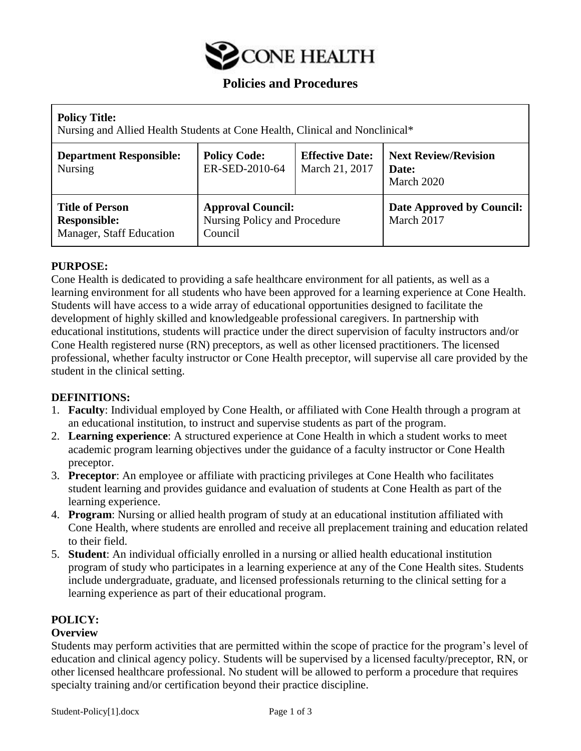# CONE HEALTH

## Policies and Procedures

| **Policy Title:** Nursing and Allied Health Students at Cone Health, Clinical and Nonclinical* | | | |
|---|---|---|---|
| **Department Responsible:** Nursing | **Policy Code:** ER-SED-2010-64 | **Effective Date:** March 21, 2017 | **Next Review/Revision Date:** March 2020 |
| **Title of Person Responsible:** Manager, Staff Education | **Approval Council:** Nursing Policy and Procedure Council | | **Date Approved by Council:** March 2017 |

**PURPOSE:**
Cone Health is dedicated to providing a safe healthcare environment for all patients, as well as a learning environment for all students who have been approved for a learning experience at Cone Health. Students will have access to a wide array of educational opportunities designed to facilitate the development of highly skilled and knowledgeable professional caregivers. In partnership with educational institutions, students will practice under the direct supervision of faculty instructors and/or Cone Health registered nurse (RN) preceptors, as well as other licensed practitioners. The licensed professional, whether faculty instructor or Cone Health preceptor, will supervise all care provided by the student in the clinical setting.

**DEFINITIONS:**

1. **Faculty**: Individual employed by Cone Health, or affiliated with Cone Health through a program at an educational institution, to instruct and supervise students as part of the program.
2. **Learning experience**: A structured experience at Cone Health in which a student works to meet academic program learning objectives under the guidance of a faculty instructor or Cone Health preceptor.
3. **Preceptor**: An employee or affiliate with practicing privileges at Cone Health who facilitates student learning and provides guidance and evaluation of students at Cone Health as part of the learning experience.
4. **Program**: Nursing or allied health program of study at an educational institution affiliated with Cone Health, where students are enrolled and receive all preplacement training and education related to their field.
5. **Student**: An individual officially enrolled in a nursing or allied health educational institution program of study who participates in a learning experience at any of the Cone Health sites. Students include undergraduate, graduate, and licensed professionals returning to the clinical setting for a learning experience as part of their educational program.

**POLICY:**

**Overview**
Students may perform activities that are permitted within the scope of practice for the program's level of education and clinical agency policy. Students will be supervised by a licensed faculty/preceptor, RN, or other licensed healthcare professional. No student will be allowed to perform a procedure that requires specialty training and/or certification beyond their practice discipline.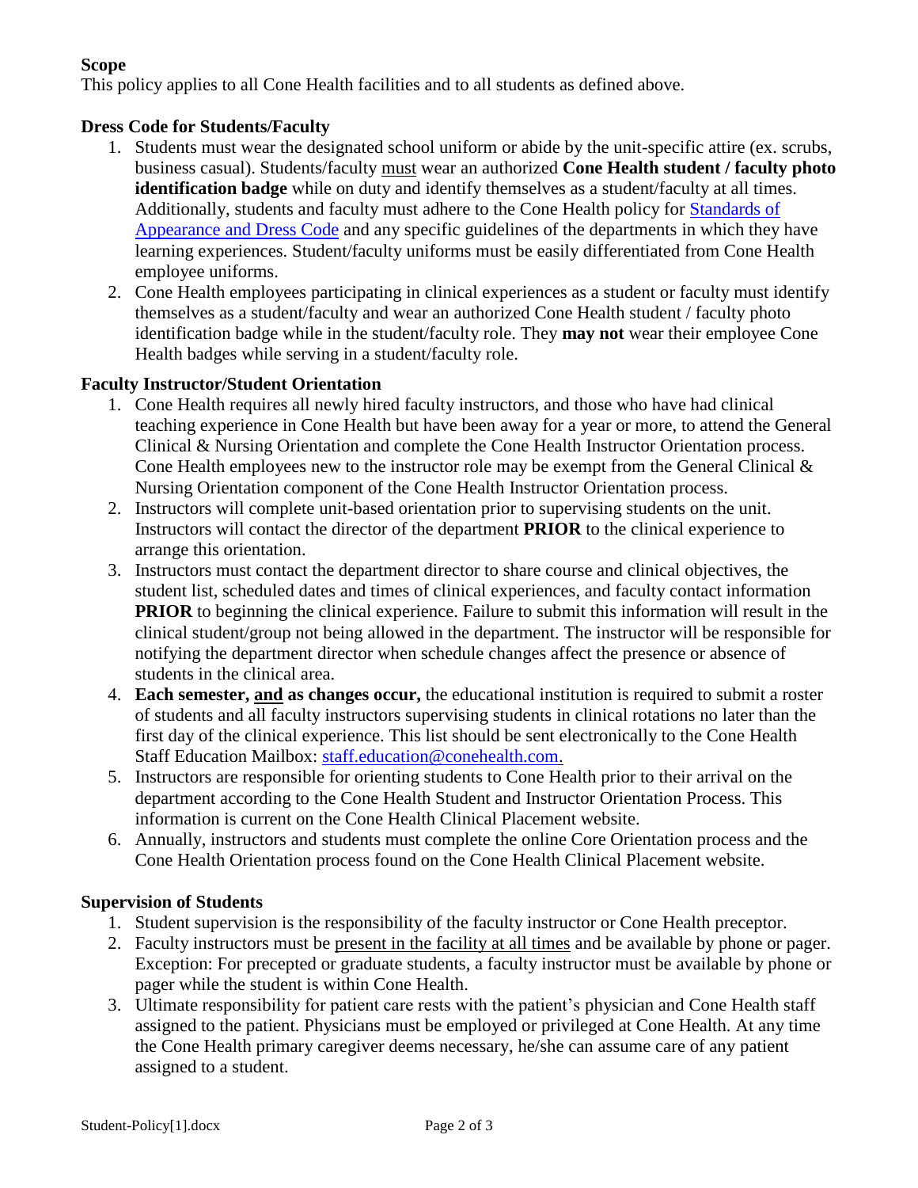**Scope**

This policy applies to all Cone Health facilities and to all students as defined above.

**Dress Code for Students/Faculty**

1. Students must wear the designated school uniform or abide by the unit-specific attire (ex. scrubs, business casual). Students/faculty <u>must</u> wear an authorized **Cone Health student / faculty photo identification badge** while on duty and identify themselves as a student/faculty at all times. Additionally, students and faculty must adhere to the Cone Health policy for [Standards of Appearance and Dress Code]() and any specific guidelines of the departments in which they have learning experiences. Student/faculty uniforms must be easily differentiated from Cone Health employee uniforms.
2. Cone Health employees participating in clinical experiences as a student or faculty must identify themselves as a student/faculty and wear an authorized Cone Health student / faculty photo identification badge while in the student/faculty role. They **may not** wear their employee Cone Health badges while serving in a student/faculty role.

**Faculty Instructor/Student Orientation**

1. Cone Health requires all newly hired faculty instructors, and those who have had clinical teaching experience in Cone Health but have been away for a year or more, to attend the General Clinical & Nursing Orientation and complete the Cone Health Instructor Orientation process. Cone Health employees new to the instructor role may be exempt from the General Clinical & Nursing Orientation component of the Cone Health Instructor Orientation process.
2. Instructors will complete unit-based orientation prior to supervising students on the unit. Instructors will contact the director of the department **PRIOR** to the clinical experience to arrange this orientation.
3. Instructors must contact the department director to share course and clinical objectives, the student list, scheduled dates and times of clinical experiences, and faculty contact information **PRIOR** to beginning the clinical experience. Failure to submit this information will result in the clinical student/group not being allowed in the department. The instructor will be responsible for notifying the department director when schedule changes affect the presence or absence of students in the clinical area.
4. **Each semester, <u>and</u> as changes occur,** the educational institution is required to submit a roster of students and all faculty instructors supervising students in clinical rotations no later than the first day of the clinical experience. This list should be sent electronically to the Cone Health Staff Education Mailbox: [staff.education@conehealth.com.](mailto:staff.education@conehealth.com)
5. Instructors are responsible for orienting students to Cone Health prior to their arrival on the department according to the Cone Health Student and Instructor Orientation Process. This information is current on the Cone Health Clinical Placement website.
6. Annually, instructors and students must complete the online Core Orientation process and the Cone Health Orientation process found on the Cone Health Clinical Placement website.

**Supervision of Students**

1. Student supervision is the responsibility of the faculty instructor or Cone Health preceptor.
2. Faculty instructors must be <u>present in the facility at all times</u> and be available by phone or pager. Exception: For precepted or graduate students, a faculty instructor must be available by phone or pager while the student is within Cone Health.
3. Ultimate responsibility for patient care rests with the patient's physician and Cone Health staff assigned to the patient. Physicians must be employed or privileged at Cone Health. At any time the Cone Health primary caregiver deems necessary, he/she can assume care of any patient assigned to a student.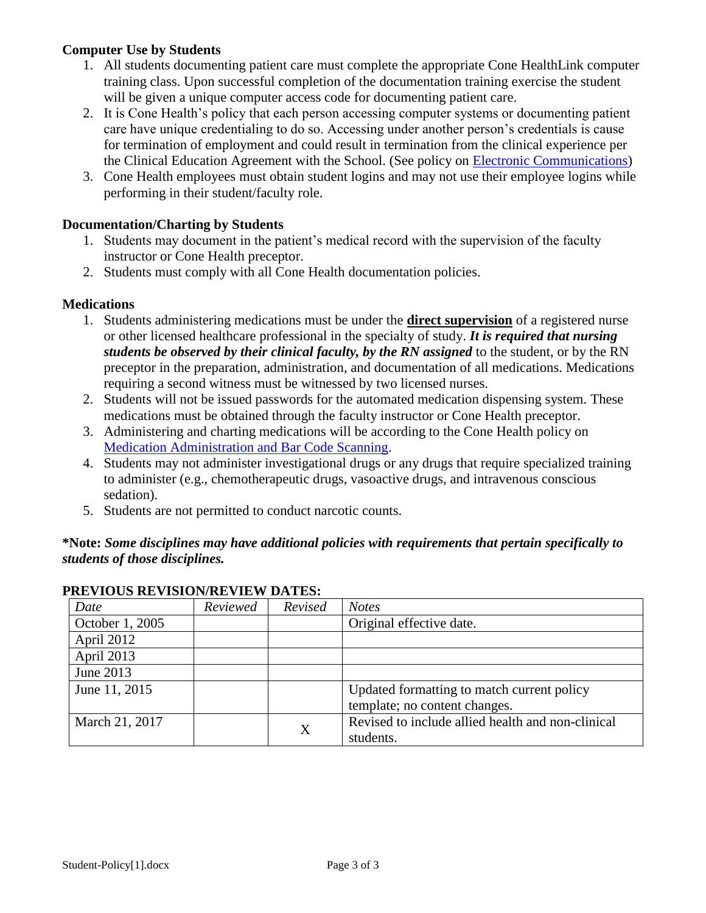**Computer Use by Students**

1. All students documenting patient care must complete the appropriate Cone HealthLink computer training class. Upon successful completion of the documentation training exercise the student will be given a unique computer access code for documenting patient care.
2. It is Cone Health's policy that each person accessing computer systems or documenting patient care have unique credentialing to do so. Accessing under another person's credentials is cause for termination of employment and could result in termination from the clinical experience per the Clinical Education Agreement with the School. (See policy on Electronic Communications)
3. Cone Health employees must obtain student logins and may not use their employee logins while performing in their student/faculty role.

**Documentation/Charting by Students**

1. Students may document in the patient's medical record with the supervision of the faculty instructor or Cone Health preceptor.
2. Students must comply with all Cone Health documentation policies.

**Medications**

1. Students administering medications must be under the **direct supervision** of a registered nurse or other licensed healthcare professional in the specialty of study. ***It is required that nursing students be observed by their clinical faculty, by the RN assigned*** to the student, or by the RN preceptor in the preparation, administration, and documentation of all medications. Medications requiring a second witness must be witnessed by two licensed nurses.
2. Students will not be issued passwords for the automated medication dispensing system. These medications must be obtained through the faculty instructor or Cone Health preceptor.
3. Administering and charting medications will be according to the Cone Health policy on Medication Administration and Bar Code Scanning.
4. Students may not administer investigational drugs or any drugs that require specialized training to administer (e.g., chemotherapeutic drugs, vasoactive drugs, and intravenous conscious sedation).
5. Students are not permitted to conduct narcotic counts.

**\*Note:** ***Some disciplines may have additional policies with requirements that pertain specifically to students of those disciplines.***

**PREVIOUS REVISION/REVIEW DATES:**

| *Date* | *Reviewed* | *Revised* | *Notes* |
|---|---|---|---|
| October 1, 2005 | | | Original effective date. |
| April 2012 | | | |
| April 2013 | | | |
| June 2013 | | | |
| June 11, 2015 | | | Updated formatting to match current policy template; no content changes. |
| March 21, 2017 | | X | Revised to include allied health and non-clinical students. |